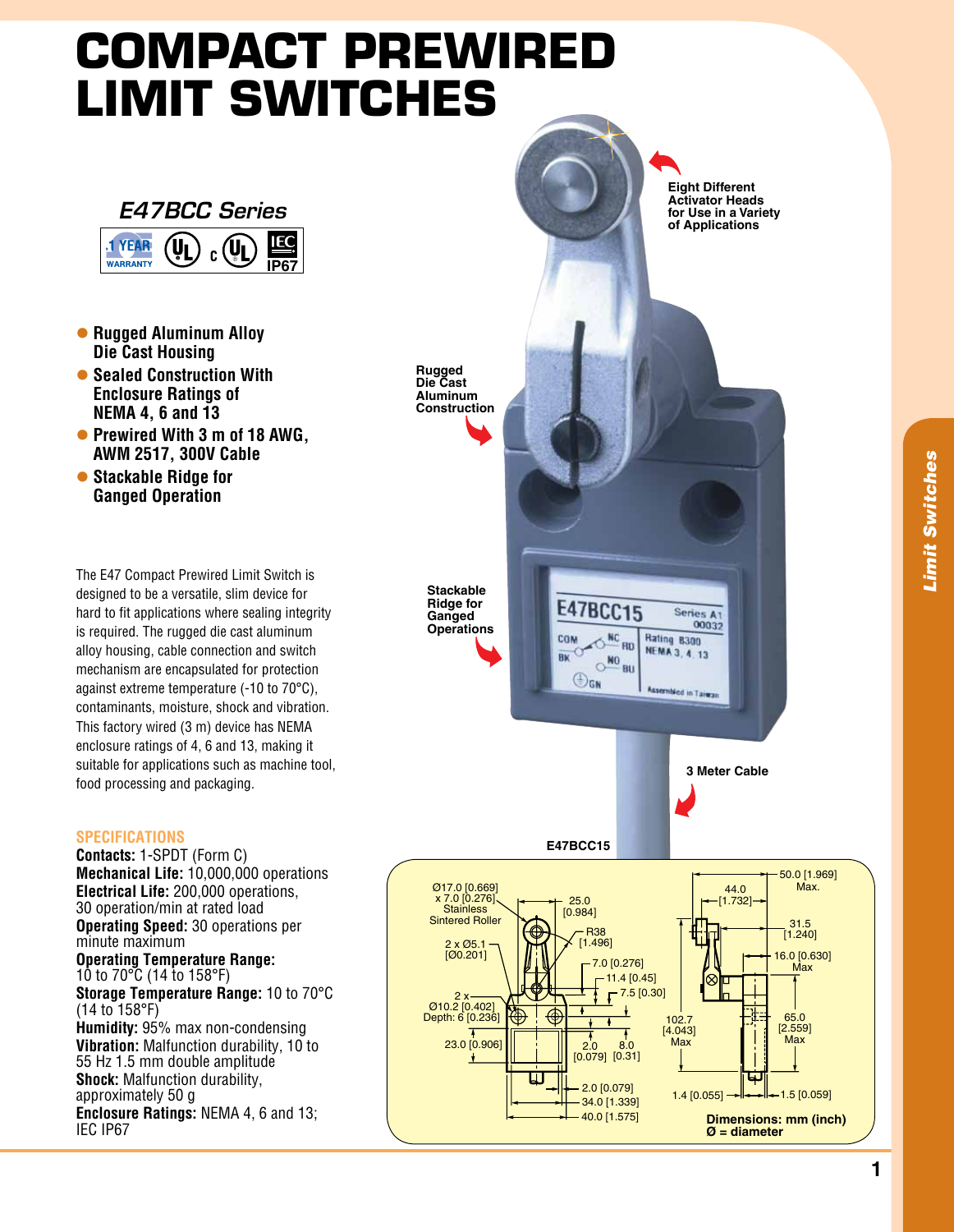# COMPACT PREWIRED LIMIT SWITCHES

## *E47BCC Series*

1 YEAR WARRANTY | UL | cUL | IEC IP67

- **Rugged Aluminum Alloy Die Cast Housing**
- **Sealed Construction With Enclosure Ratings of NEMA 4, 6 and 13**
- **Prewired With 3 m of 18 AWG, AWM 2517, 300V Cable**
- **Stackable Ridge for Ganged Operation**

The E47 Compact Prewired Limit Switch is designed to be a versatile, slim device for hard to fit applications where sealing integrity is required. The rugged die cast aluminum alloy housing, cable connection and switch mechanism are encapsulated for protection against extreme temperature (-10 to 70°C), contaminants, moisture, shock and vibration. This factory wired (3 m) device has NEMA enclosure ratings of 4, 6 and 13, making it suitable for applications such as machine tool, food processing and packaging.

### SPECIFICATIONS

**Contacts:** 1-SPDT (Form C)
**Mechanical Life:** 10,000,000 operations
**Electrical Life:** 200,000 operations, 30 operation/min at rated load
**Operating Speed:** 30 operations per minute maximum
**Operating Temperature Range:** 10 to 70°C (14 to 158°F)
**Storage Temperature Range:** 10 to 70°C (14 to 158°F)
**Humidity:** 95% max non-condensing
**Vibration:** Malfunction durability, 10 to 55 Hz 1.5 mm double amplitude
**Shock:** Malfunction durability, approximately 50 g
**Enclosure Ratings:** NEMA 4, 6 and 13; IEC IP67

Eight Different Activator Heads for Use in a Variety of Applications

Rugged Die Cast Aluminum Construction

Stackable Ridge for Ganged Operations

3 Meter Cable

E47BCC15

Ø17.0 [0.669] x 7.0 [0.276] Stainless Sintered Roller; 25.0 [0.984]; R38 [1.496]; 2 x Ø5.1 [Ø0.201]; 7.0 [0.276]; 11.4 [0.45]; 7.5 [0.30]; 2 x Ø10.2 [0.402] Depth: 6 [0.236]; 23.0 [0.906]; 2.0 [0.079]; 8.0 [0.31]; 2.0 [0.079]; 34.0 [1.339]; 40.0 [1.575]; 50.0 [1.969] Max.; 44.0 [1.732]; 31.5 [1.240]; 16.0 [0.630] Max; 102.7 [4.043] Max; 65.0 [2.559] Max; 1.4 [0.055]; 1.5 [0.059]

**Dimensions: mm (inch)**
**Ø = diameter**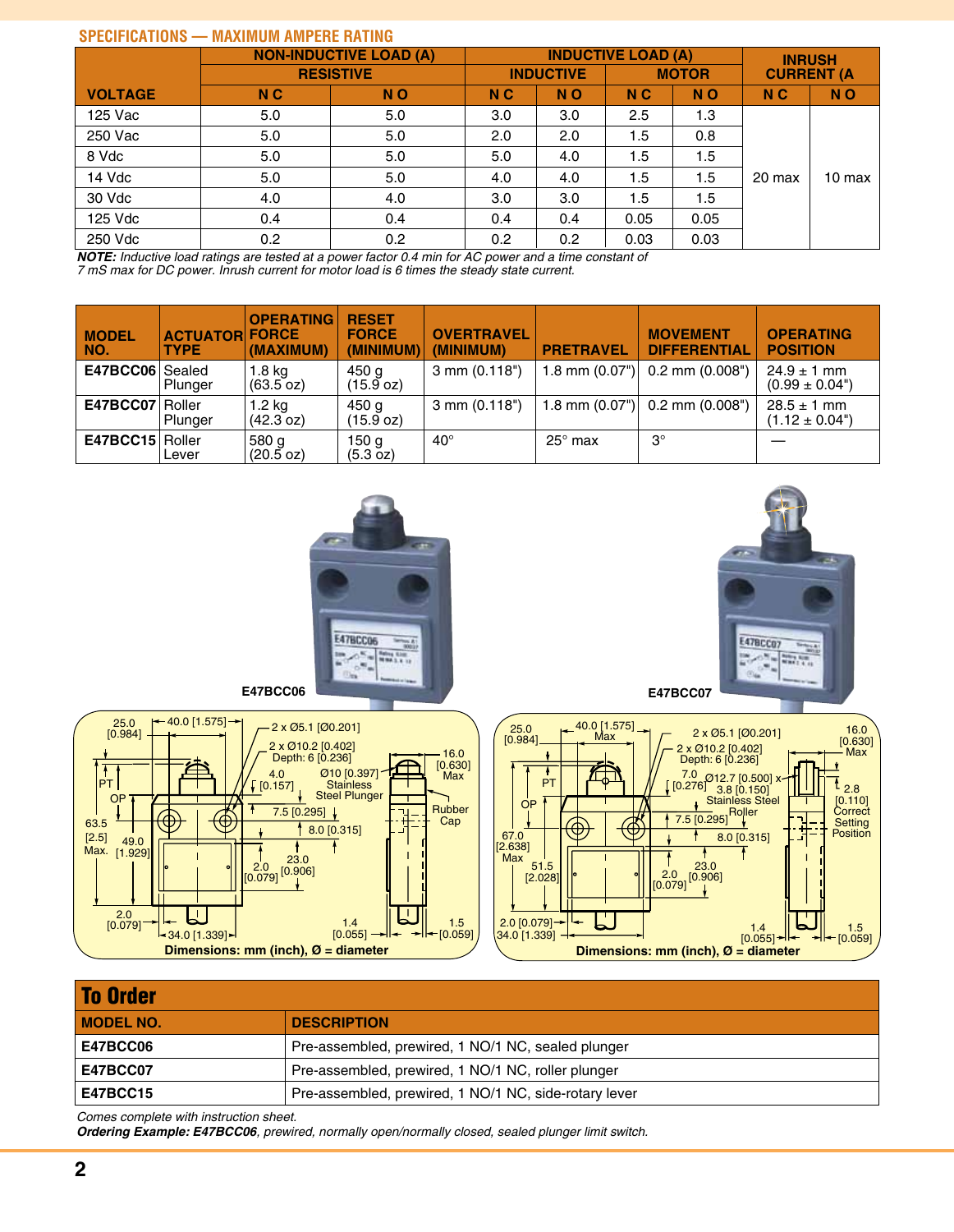## SPECIFICATIONS — MAXIMUM AMPERE RATING

| VOLTAGE | NON-INDUCTIVE LOAD (A) | | INDUCTIVE LOAD (A) | | | | INRUSH CURRENT (A | |
|---|---|---|---|---|---|---|---|---|
| | RESISTIVE | | INDUCTIVE | | MOTOR | | | |
| | N C | N O | N C | N O | N C | N O | N C | N O |
| 125 Vac | 5.0 | 5.0 | 3.0 | 3.0 | 2.5 | 1.3 | 20 max | 10 max |
| 250 Vac | 5.0 | 5.0 | 2.0 | 2.0 | 1.5 | 0.8 | | |
| 8 Vdc | 5.0 | 5.0 | 5.0 | 4.0 | 1.5 | 1.5 | | |
| 14 Vdc | 5.0 | 5.0 | 4.0 | 4.0 | 1.5 | 1.5 | | |
| 30 Vdc | 4.0 | 4.0 | 3.0 | 3.0 | 1.5 | 1.5 | | |
| 125 Vdc | 0.4 | 0.4 | 0.4 | 0.4 | 0.05 | 0.05 | | |
| 250 Vdc | 0.2 | 0.2 | 0.2 | 0.2 | 0.03 | 0.03 | | |

***NOTE:** Inductive load ratings are tested at a power factor 0.4 min for AC power and a time constant of 7 mS max for DC power. Inrush current for motor load is 6 times the steady state current.*

| MODEL NO. | ACTUATOR TYPE | OPERATING FORCE (MAXIMUM) | RESET FORCE (MINIMUM) | OVERTRAVEL (MINIMUM) | PRETRAVEL | MOVEMENT DIFFERENTIAL | OPERATING POSITION |
|---|---|---|---|---|---|---|---|
| **E47BCC06** | Sealed Plunger | 1.8 kg (63.5 oz) | 450 g (15.9 oz) | 3 mm (0.118") | 1.8 mm (0.07") | 0.2 mm (0.008") | 24.9 ± 1 mm (0.99 ± 0.04") |
| **E47BCC07** | Roller Plunger | 1.2 kg (42.3 oz) | 450 g (15.9 oz) | 3 mm (0.118") | 1.8 mm (0.07") | 0.2 mm (0.008") | 28.5 ± 1 mm (1.12 ± 0.04") |
| **E47BCC15** | Roller Lever | 580 g (20.5 oz) | 150 g (5.3 oz) | 40° | 25° max | 3° | — |

**E47BCC06**

**E47BCC07**

25.0 [0.984]
40.0 [1.575]
2 x Ø5.1 [Ø0.201]
2 x Ø10.2 [0.402]
Depth: 6 [0.236]
4.0 [0.157]
Ø10 [0.397] Stainless Steel Plunger
16.0 [0.630] Max
Rubber Cap
PT
OP
63.5 [2.5] Max.
49.0 [1.929]
7.5 [0.295]
8.0 [0.315]
23.0 [0.906]
2.0 [0.079]
2.0 [0.079]
34.0 [1.339]
1.4 [0.055]
1.5 [0.059]
**Dimensions: mm (inch), Ø = diameter**

25.0 [0.984]
40.0 [1.575] Max
2 x Ø5.1 [Ø0.201]
2 x Ø10.2 [0.402]
Depth: 6 [0.236]
7.0 [0.276]
Ø12.7 [0.500] x 3.8 [0.150] Stainless Steel Roller
16.0 [0.630] Max
2.8 [0.110] Correct Setting Position
PT
OP
67.0 [2.638] Max
51.5 [2.028]
7.5 [0.295]
8.0 [0.315]
23.0 [0.906]
2.0 [0.079]
2.0 [0.079]
34.0 [1.339]
1.4 [0.055]
1.5 [0.059]
**Dimensions: mm (inch), Ø = diameter**

## To Order

| MODEL NO. | DESCRIPTION |
|---|---|
| **E47BCC06** | Pre-assembled, prewired, 1 NO/1 NC, sealed plunger |
| **E47BCC07** | Pre-assembled, prewired, 1 NO/1 NC, roller plunger |
| **E47BCC15** | Pre-assembled, prewired, 1 NO/1 NC, side-rotary lever |

*Comes complete with instruction sheet.*

***Ordering Example: E47BCC06**, prewired, normally open/normally closed, sealed plunger limit switch.*